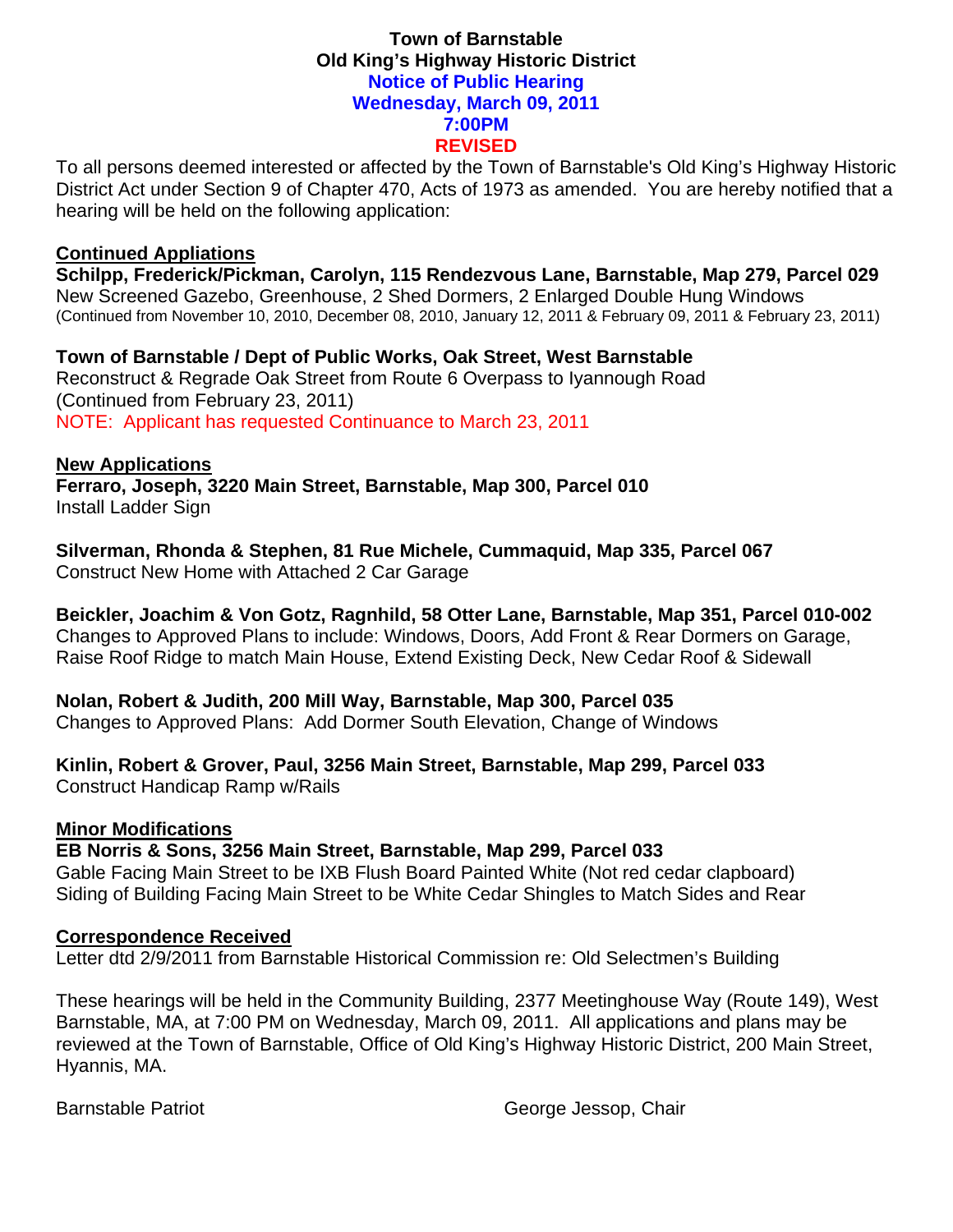# Town of Barnstable
## Old King's Highway Historic District
### Notice of Public Hearing
### Wednesday, March 09, 2011
### 7:00PM
### REVISED

To all persons deemed interested or affected by the Town of Barnstable's Old King's Highway Historic District Act under Section 9 of Chapter 470, Acts of 1973 as amended. You are hereby notified that a hearing will be held on the following application:

**Continued Appliations**

**Schilpp, Frederick/Pickman, Carolyn, 115 Rendezvous Lane, Barnstable, Map 279, Parcel 029**
New Screened Gazebo, Greenhouse, 2 Shed Dormers, 2 Enlarged Double Hung Windows
(Continued from November 10, 2010, December 08, 2010, January 12, 2011 & February 09, 2011 & February 23, 2011)

**Town of Barnstable / Dept of Public Works, Oak Street, West Barnstable**
Reconstruct & Regrade Oak Street from Route 6 Overpass to Iyannough Road
(Continued from February 23, 2011)
NOTE: Applicant has requested Continuance to March 23, 2011

**New Applications**

**Ferraro, Joseph, 3220 Main Street, Barnstable, Map 300, Parcel 010**
Install Ladder Sign

**Silverman, Rhonda & Stephen, 81 Rue Michele, Cummaquid, Map 335, Parcel 067**
Construct New Home with Attached 2 Car Garage

**Beickler, Joachim & Von Gotz, Ragnhild, 58 Otter Lane, Barnstable, Map 351, Parcel 010-002**
Changes to Approved Plans to include: Windows, Doors, Add Front & Rear Dormers on Garage, Raise Roof Ridge to match Main House, Extend Existing Deck, New Cedar Roof & Sidewall

**Nolan, Robert & Judith, 200 Mill Way, Barnstable, Map 300, Parcel 035**
Changes to Approved Plans: Add Dormer South Elevation, Change of Windows

**Kinlin, Robert & Grover, Paul, 3256 Main Street, Barnstable, Map 299, Parcel 033**
Construct Handicap Ramp w/Rails

**Minor Modifications**

**EB Norris & Sons, 3256 Main Street, Barnstable, Map 299, Parcel 033**
Gable Facing Main Street to be IXB Flush Board Painted White (Not red cedar clapboard)
Siding of Building Facing Main Street to be White Cedar Shingles to Match Sides and Rear

**Correspondence Received**

Letter dtd 2/9/2011 from Barnstable Historical Commission re: Old Selectmen's Building

These hearings will be held in the Community Building, 2377 Meetinghouse Way (Route 149), West Barnstable, MA, at 7:00 PM on Wednesday, March 09, 2011. All applications and plans may be reviewed at the Town of Barnstable, Office of Old King's Highway Historic District, 200 Main Street, Hyannis, MA.

Barnstable Patriot

George Jessop, Chair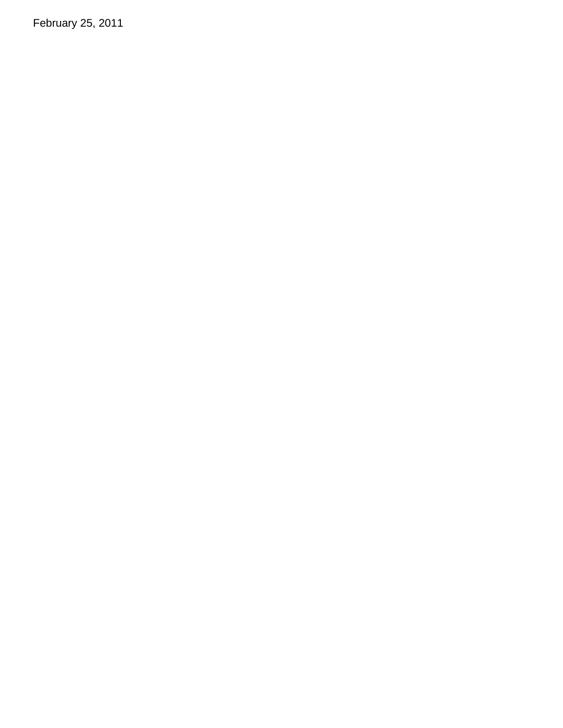February 25, 2011